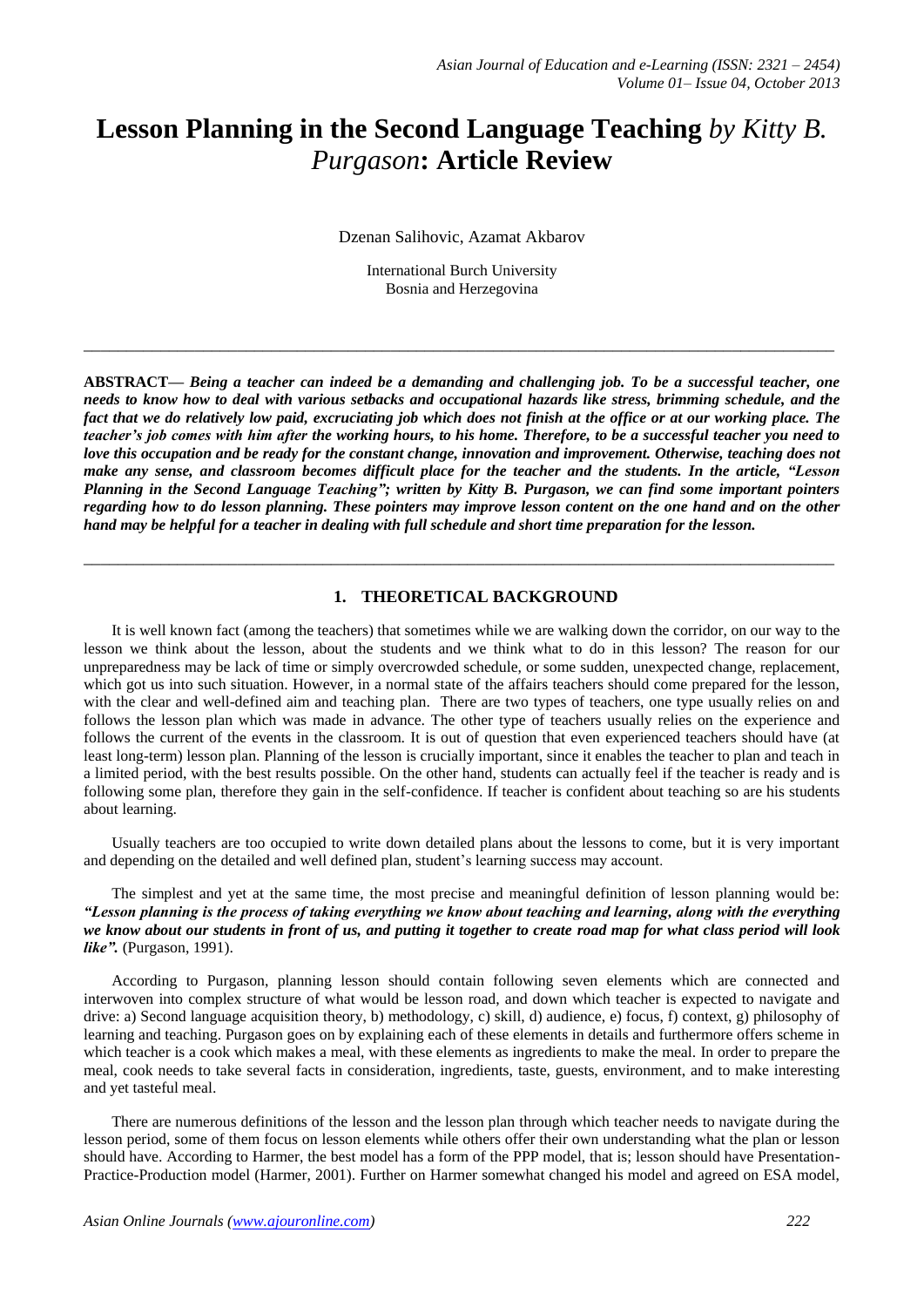# Lesson Planning in the Second Language Teaching *by Kitty B. Purgason*: Article Review

Dzenan Salihovic, Azamat Akbarov

International Burch University
Bosnia and Herzegovina

---

**ABSTRACT—** ***Being a teacher can indeed be a demanding and challenging job. To be a successful teacher, one needs to know how to deal with various setbacks and occupational hazards like stress, brimming schedule, and the fact that we do relatively low paid, excruciating job which does not finish at the office or at our working place. The teacher's job comes with him after the working hours, to his home. Therefore, to be a successful teacher you need to love this occupation and be ready for the constant change, innovation and improvement. Otherwise, teaching does not make any sense, and classroom becomes difficult place for the teacher and the students. In the article, "Lesson Planning in the Second Language Teaching"; written by Kitty B. Purgason, we can find some important pointers regarding how to do lesson planning. These pointers may improve lesson content on the one hand and on the other hand may be helpful for a teacher in dealing with full schedule and short time preparation for the lesson.***

---

## 1. THEORETICAL BACKGROUND

It is well known fact (among the teachers) that sometimes while we are walking down the corridor, on our way to the lesson we think about the lesson, about the students and we think what to do in this lesson? The reason for our unpreparedness may be lack of time or simply overcrowded schedule, or some sudden, unexpected change, replacement, which got us into such situation. However, in a normal state of the affairs teachers should come prepared for the lesson, with the clear and well-defined aim and teaching plan. There are two types of teachers, one type usually relies on and follows the lesson plan which was made in advance. The other type of teachers usually relies on the experience and follows the current of the events in the classroom. It is out of question that even experienced teachers should have (at least long-term) lesson plan. Planning of the lesson is crucially important, since it enables the teacher to plan and teach in a limited period, with the best results possible. On the other hand, students can actually feel if the teacher is ready and is following some plan, therefore they gain in the self-confidence. If teacher is confident about teaching so are his students about learning.

Usually teachers are too occupied to write down detailed plans about the lessons to come, but it is very important and depending on the detailed and well defined plan, student's learning success may account.

The simplest and yet at the same time, the most precise and meaningful definition of lesson planning would be: ***"Lesson planning is the process of taking everything we know about teaching and learning, along with the everything we know about our students in front of us, and putting it together to create road map for what class period will look like".*** (Purgason, 1991).

According to Purgason, planning lesson should contain following seven elements which are connected and interwoven into complex structure of what would be lesson road, and down which teacher is expected to navigate and drive: a) Second language acquisition theory, b) methodology, c) skill, d) audience, e) focus, f) context, g) philosophy of learning and teaching. Purgason goes on by explaining each of these elements in details and furthermore offers scheme in which teacher is a cook which makes a meal, with these elements as ingredients to make the meal. In order to prepare the meal, cook needs to take several facts in consideration, ingredients, taste, guests, environment, and to make interesting and yet tasteful meal.

There are numerous definitions of the lesson and the lesson plan through which teacher needs to navigate during the lesson period, some of them focus on lesson elements while others offer their own understanding what the plan or lesson should have. According to Harmer, the best model has a form of the PPP model, that is; lesson should have Presentation-Practice-Production model (Harmer, 2001). Further on Harmer somewhat changed his model and agreed on ESA model,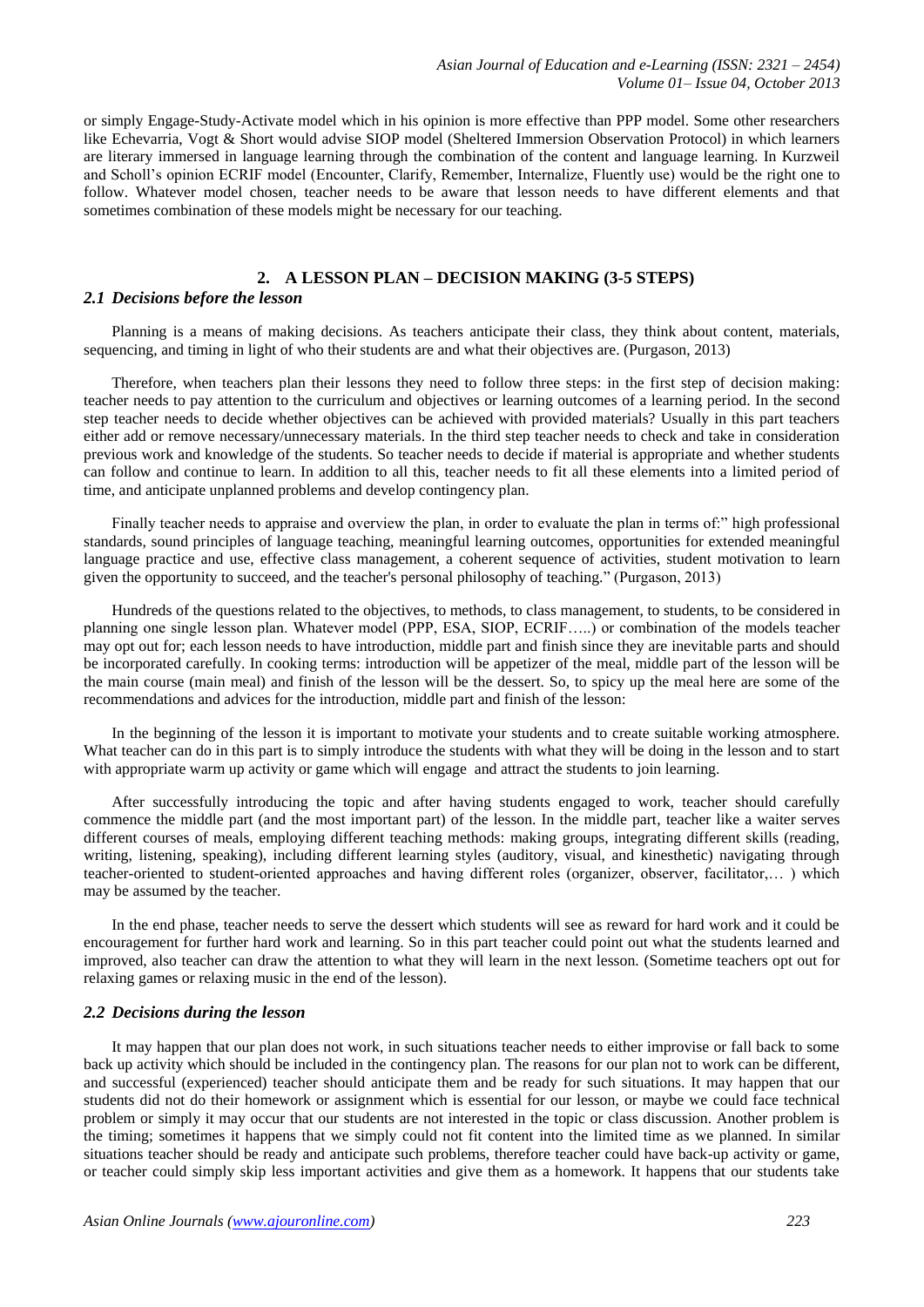or simply Engage-Study-Activate model which in his opinion is more effective than PPP model. Some other researchers like Echevarria, Vogt & Short would advise SIOP model (Sheltered Immersion Observation Protocol) in which learners are literary immersed in language learning through the combination of the content and language learning. In Kurzweil and Scholl's opinion ECRIF model (Encounter, Clarify, Remember, Internalize, Fluently use) would be the right one to follow. Whatever model chosen, teacher needs to be aware that lesson needs to have different elements and that sometimes combination of these models might be necessary for our teaching.

## 2. A LESSON PLAN – DECISION MAKING (3-5 STEPS)

### *2.1 Decisions before the lesson*

Planning is a means of making decisions. As teachers anticipate their class, they think about content, materials, sequencing, and timing in light of who their students are and what their objectives are. (Purgason, 2013)

Therefore, when teachers plan their lessons they need to follow three steps: in the first step of decision making: teacher needs to pay attention to the curriculum and objectives or learning outcomes of a learning period. In the second step teacher needs to decide whether objectives can be achieved with provided materials? Usually in this part teachers either add or remove necessary/unnecessary materials. In the third step teacher needs to check and take in consideration previous work and knowledge of the students. So teacher needs to decide if material is appropriate and whether students can follow and continue to learn. In addition to all this, teacher needs to fit all these elements into a limited period of time, and anticipate unplanned problems and develop contingency plan.

Finally teacher needs to appraise and overview the plan, in order to evaluate the plan in terms of:" high professional standards, sound principles of language teaching, meaningful learning outcomes, opportunities for extended meaningful language practice and use, effective class management, a coherent sequence of activities, student motivation to learn given the opportunity to succeed, and the teacher's personal philosophy of teaching." (Purgason, 2013)

Hundreds of the questions related to the objectives, to methods, to class management, to students, to be considered in planning one single lesson plan. Whatever model (PPP, ESA, SIOP, ECRIF…..) or combination of the models teacher may opt out for; each lesson needs to have introduction, middle part and finish since they are inevitable parts and should be incorporated carefully. In cooking terms: introduction will be appetizer of the meal, middle part of the lesson will be the main course (main meal) and finish of the lesson will be the dessert. So, to spicy up the meal here are some of the recommendations and advices for the introduction, middle part and finish of the lesson:

In the beginning of the lesson it is important to motivate your students and to create suitable working atmosphere. What teacher can do in this part is to simply introduce the students with what they will be doing in the lesson and to start with appropriate warm up activity or game which will engage and attract the students to join learning.

After successfully introducing the topic and after having students engaged to work, teacher should carefully commence the middle part (and the most important part) of the lesson. In the middle part, teacher like a waiter serves different courses of meals, employing different teaching methods: making groups, integrating different skills (reading, writing, listening, speaking), including different learning styles (auditory, visual, and kinesthetic) navigating through teacher-oriented to student-oriented approaches and having different roles (organizer, observer, facilitator,… ) which may be assumed by the teacher.

In the end phase, teacher needs to serve the dessert which students will see as reward for hard work and it could be encouragement for further hard work and learning. So in this part teacher could point out what the students learned and improved, also teacher can draw the attention to what they will learn in the next lesson. (Sometime teachers opt out for relaxing games or relaxing music in the end of the lesson).

### *2.2 Decisions during the lesson*

It may happen that our plan does not work, in such situations teacher needs to either improvise or fall back to some back up activity which should be included in the contingency plan. The reasons for our plan not to work can be different, and successful (experienced) teacher should anticipate them and be ready for such situations. It may happen that our students did not do their homework or assignment which is essential for our lesson, or maybe we could face technical problem or simply it may occur that our students are not interested in the topic or class discussion. Another problem is the timing; sometimes it happens that we simply could not fit content into the limited time as we planned. In similar situations teacher should be ready and anticipate such problems, therefore teacher could have back-up activity or game, or teacher could simply skip less important activities and give them as a homework. It happens that our students take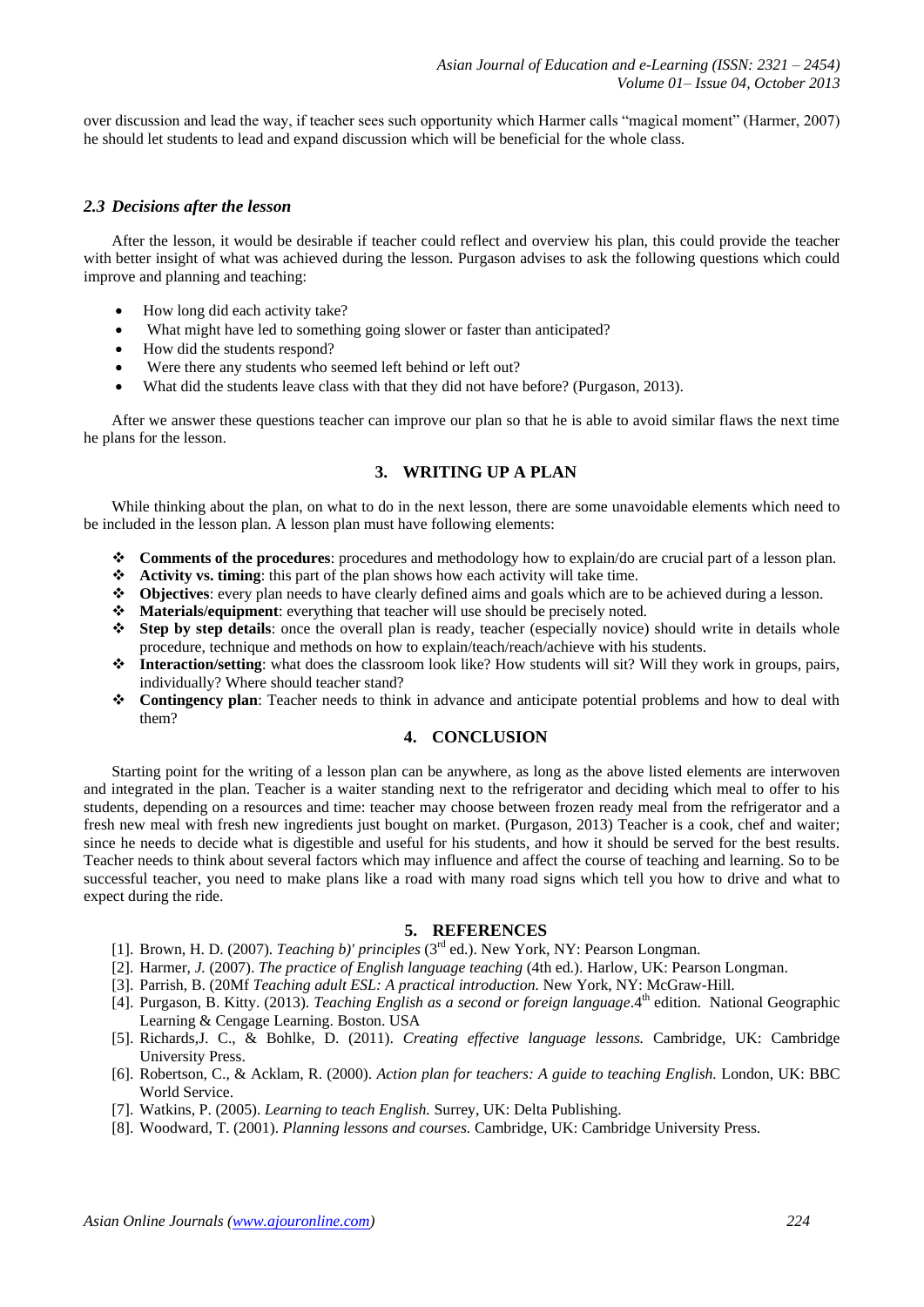over discussion and lead the way, if teacher sees such opportunity which Harmer calls "magical moment" (Harmer, 2007) he should let students to lead and expand discussion which will be beneficial for the whole class.

### *2.3 Decisions after the lesson*

After the lesson, it would be desirable if teacher could reflect and overview his plan, this could provide the teacher with better insight of what was achieved during the lesson. Purgason advises to ask the following questions which could improve and planning and teaching:

- How long did each activity take?
- What might have led to something going slower or faster than anticipated?
- How did the students respond?
- Were there any students who seemed left behind or left out?
- What did the students leave class with that they did not have before? (Purgason, 2013).

After we answer these questions teacher can improve our plan so that he is able to avoid similar flaws the next time he plans for the lesson.

## 3. WRITING UP A PLAN

While thinking about the plan, on what to do in the next lesson, there are some unavoidable elements which need to be included in the lesson plan. A lesson plan must have following elements:

- **Comments of the procedures**: procedures and methodology how to explain/do are crucial part of a lesson plan.
- **Activity vs. timing**: this part of the plan shows how each activity will take time.
- **Objectives**: every plan needs to have clearly defined aims and goals which are to be achieved during a lesson.
- **Materials/equipment**: everything that teacher will use should be precisely noted.
- **Step by step details**: once the overall plan is ready, teacher (especially novice) should write in details whole procedure, technique and methods on how to explain/teach/reach/achieve with his students.
- **Interaction/setting**: what does the classroom look like? How students will sit? Will they work in groups, pairs, individually? Where should teacher stand?
- **Contingency plan**: Teacher needs to think in advance and anticipate potential problems and how to deal with them?

## 4. CONCLUSION

Starting point for the writing of a lesson plan can be anywhere, as long as the above listed elements are interwoven and integrated in the plan. Teacher is a waiter standing next to the refrigerator and deciding which meal to offer to his students, depending on a resources and time: teacher may choose between frozen ready meal from the refrigerator and a fresh new meal with fresh new ingredients just bought on market. (Purgason, 2013) Teacher is a cook, chef and waiter; since he needs to decide what is digestible and useful for his students, and how it should be served for the best results. Teacher needs to think about several factors which may influence and affect the course of teaching and learning. So to be successful teacher, you need to make plans like a road with many road signs which tell you how to drive and what to expect during the ride.

## 5. REFERENCES

[1]. Brown, H. D. (2007). *Teaching b)' principles* (3rd ed.). New York, NY: Pearson Longman.

[2]. Harmer, *J.* (2007). *The practice of English language teaching* (4th ed.). Harlow, UK: Pearson Longman.

[3]. Parrish, B. (20Mf *Teaching adult ESL: A practical introduction.* New York, NY: McGraw-Hill.

[4]. Purgason, B. Kitty. (2013). *Teaching English as a second or foreign language*.4th edition. National Geographic Learning & Cengage Learning. Boston. USA

[5]. Richards,J. C., & Bohlke, D. (2011). *Creating effective language lessons.* Cambridge, UK: Cambridge University Press.

[6]. Robertson, C., & Acklam, R. (2000). *Action plan for teachers: A guide to teaching English.* London, UK: BBC World Service.

[7]. Watkins, P. (2005). *Learning to teach English.* Surrey, UK: Delta Publishing.

[8]. Woodward, T. (2001). *Planning lessons and courses.* Cambridge, UK: Cambridge University Press.